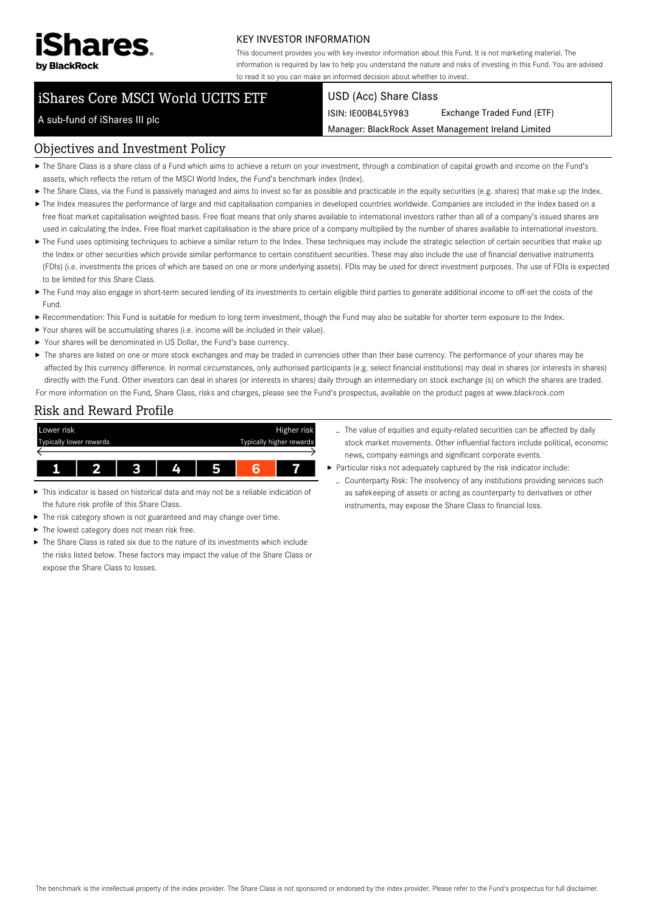# iShares by BlackRock

KEY INVESTOR INFORMATION

This document provides you with key investor information about this Fund. It is not marketing material. The information is required by law to help you understand the nature and risks of investing in this Fund. You are advised to read it so you can make an informed decision about whether to invest.

## iShares Core MSCI World UCITS ETF

A sub-fund of iShares III plc

USD (Acc) Share Class

ISIN: IE00B4L5Y983 Exchange Traded Fund (ETF)

Manager: BlackRock Asset Management Ireland Limited

## Objectives and Investment Policy

- The Share Class is a share class of a Fund which aims to achieve a return on your investment, through a combination of capital growth and income on the Fund's assets, which reflects the return of the MSCI World Index, the Fund's benchmark index (Index).
- The Share Class, via the Fund is passively managed and aims to invest so far as possible and practicable in the equity securities (e.g. shares) that make up the Index.
- The Index measures the performance of large and mid capitalisation companies in developed countries worldwide. Companies are included in the Index based on a free float market capitalisation weighted basis. Free float means that only shares available to international investors rather than all of a company's issued shares are used in calculating the Index. Free float market capitalisation is the share price of a company multiplied by the number of shares available to international investors.
- The Fund uses optimising techniques to achieve a similar return to the Index. These techniques may include the strategic selection of certain securities that make up the Index or other securities which provide similar performance to certain constituent securities. These may also include the use of financial derivative instruments (FDIs) (i.e. investments the prices of which are based on one or more underlying assets). FDIs may be used for direct investment purposes. The use of FDIs is expected to be limited for this Share Class.
- The Fund may also engage in short-term secured lending of its investments to certain eligible third parties to generate additional income to off-set the costs of the Fund.
- Recommendation: This Fund is suitable for medium to long term investment, though the Fund may also be suitable for shorter term exposure to the Index.
- Your shares will be accumulating shares (i.e. income will be included in their value).
- Your shares will be denominated in US Dollar, the Fund's base currency.
- The shares are listed on one or more stock exchanges and may be traded in currencies other than their base currency. The performance of your shares may be affected by this currency difference. In normal circumstances, only authorised participants (e.g. select financial institutions) may deal in shares (or interests in shares) directly with the Fund. Other investors can deal in shares (or interests in shares) daily through an intermediary on stock exchange (s) on which the shares are traded.

For more information on the Fund, Share Class, risks and charges, please see the Fund's prospectus, available on the product pages at www.blackrock.com

## Risk and Reward Profile

| Lower risk<br>Typically lower rewards | | | | | | Higher risk<br>Typically higher rewards |
|---|---|---|---|---|---|---|
| 1 | 2 | 3 | 4 | 5 | **6** | 7 |

- This indicator is based on historical data and may not be a reliable indication of the future risk profile of this Share Class.
- The risk category shown is not guaranteed and may change over time.
- The lowest category does not mean risk free.
- The Share Class is rated six due to the nature of its investments which include the risks listed below. These factors may impact the value of the Share Class or expose the Share Class to losses.
  - The value of equities and equity-related securities can be affected by daily stock market movements. Other influential factors include political, economic news, company earnings and significant corporate events.
- Particular risks not adequately captured by the risk indicator include:
  - Counterparty Risk: The insolvency of any institutions providing services such as safekeeping of assets or acting as counterparty to derivatives or other instruments, may expose the Share Class to financial loss.

The benchmark is the intellectual property of the index provider. The Share Class is not sponsored or endorsed by the index provider. Please refer to the Fund's prospectus for full disclaimer.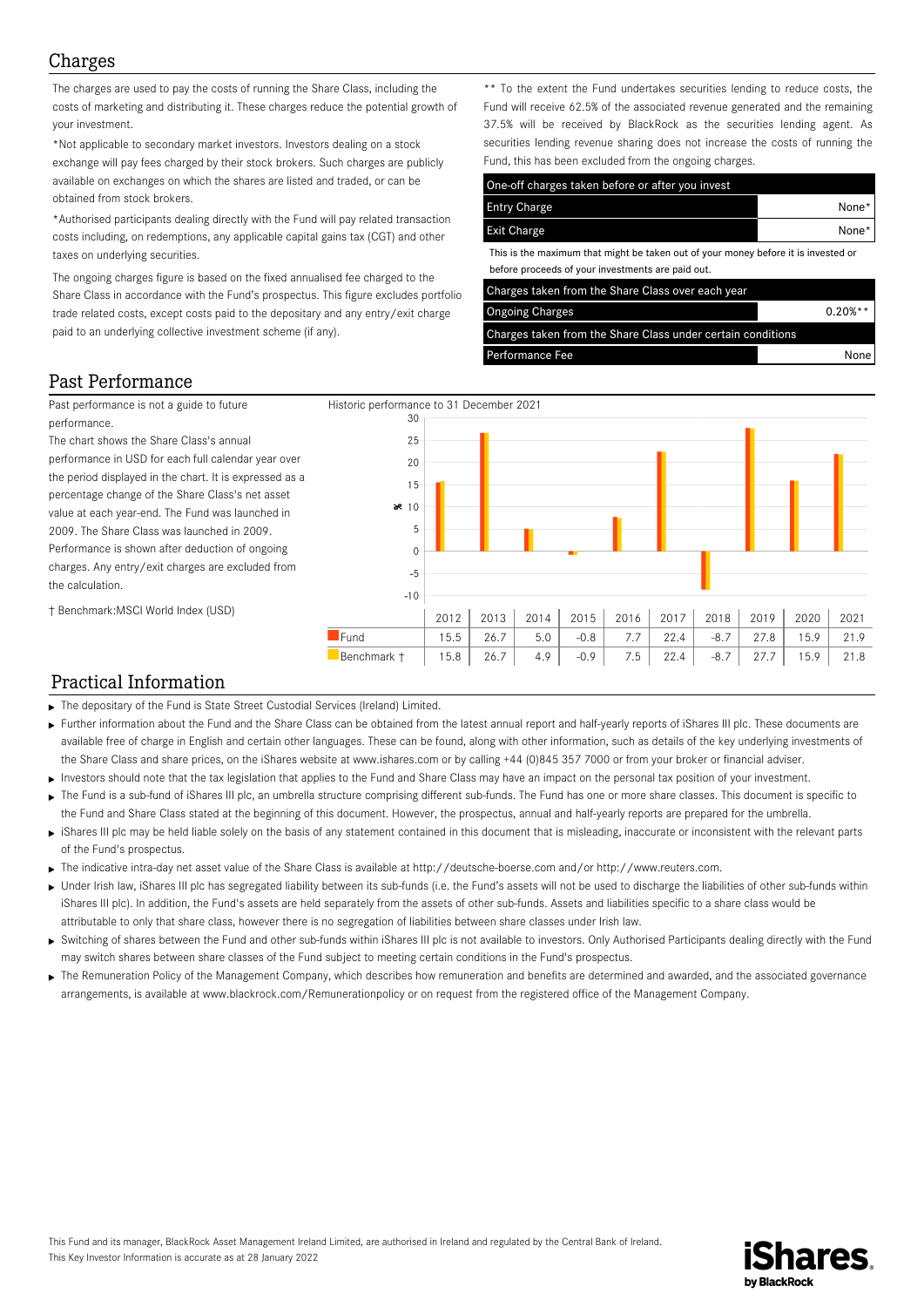## Charges

The charges are used to pay the costs of running the Share Class, including the costs of marketing and distributing it. These charges reduce the potential growth of your investment.

*Not applicable to secondary market investors. Investors dealing on a stock exchange will pay fees charged by their stock brokers. Such charges are publicly available on exchanges on which the shares are listed and traded, or can be obtained from stock brokers.

*Authorised participants dealing directly with the Fund will pay related transaction costs including, on redemptions, any applicable capital gains tax (CGT) and other taxes on underlying securities.

The ongoing charges figure is based on the fixed annualised fee charged to the Share Class in accordance with the Fund's prospectus. This figure excludes portfolio trade related costs, except costs paid to the depositary and any entry/exit charge paid to an underlying collective investment scheme (if any).

** To the extent the Fund undertakes securities lending to reduce costs, the Fund will receive 62.5% of the associated revenue generated and the remaining 37.5% will be received by BlackRock as the securities lending agent. As securities lending revenue sharing does not increase the costs of running the Fund, this has been excluded from the ongoing charges.

| One-off charges taken before or after you invest | |
|---|---|
| Entry Charge | None* |
| Exit Charge | None* |

This is the maximum that might be taken out of your money before it is invested or before proceeds of your investments are paid out.

| Charges taken from the Share Class over each year | |
|---|---|
| Ongoing Charges | 0.20%** |

| Charges taken from the Share Class under certain conditions | |
|---|---|
| Performance Fee | None |

## Past Performance

Past performance is not a guide to future performance.

The chart shows the Share Class's annual performance in USD for each full calendar year over the period displayed in the chart. It is expressed as a percentage change of the Share Class's net asset value at each year-end. The Fund was launched in 2009. The Share Class was launched in 2009.

Performance is shown after deduction of ongoing charges. Any entry/exit charges are excluded from the calculation.

† Benchmark:MSCI World Index (USD)

Historic performance to 31 December 2021

%
30
25
20
15
10
5
0
-5
-10

| | 2012 | 2013 | 2014 | 2015 | 2016 | 2017 | 2018 | 2019 | 2020 | 2021 |
|---|---|---|---|---|---|---|---|---|---|---|
| Fund | 15.5 | 26.7 | 5.0 | -0.8 | 7.7 | 22.4 | -8.7 | 27.8 | 15.9 | 21.9 |
| Benchmark † | 15.8 | 26.7 | 4.9 | -0.9 | 7.5 | 22.4 | -8.7 | 27.7 | 15.9 | 21.8 |

## Practical Information

- The depositary of the Fund is State Street Custodial Services (Ireland) Limited.
- Further information about the Fund and the Share Class can be obtained from the latest annual report and half-yearly reports of iShares III plc. These documents are available free of charge in English and certain other languages. These can be found, along with other information, such as details of the key underlying investments of the Share Class and share prices, on the iShares website at www.ishares.com or by calling +44 (0)845 357 7000 or from your broker or financial adviser.
- Investors should note that the tax legislation that applies to the Fund and Share Class may have an impact on the personal tax position of your investment.
- The Fund is a sub-fund of iShares III plc, an umbrella structure comprising different sub-funds. The Fund has one or more share classes. This document is specific to the Fund and Share Class stated at the beginning of this document. However, the prospectus, annual and half-yearly reports are prepared for the umbrella.
- iShares III plc may be held liable solely on the basis of any statement contained in this document that is misleading, inaccurate or inconsistent with the relevant parts of the Fund's prospectus.
- The indicative intra-day net asset value of the Share Class is available at http://deutsche-boerse.com and/or http://www.reuters.com.
- Under Irish law, iShares III plc has segregated liability between its sub-funds (i.e. the Fund's assets will not be used to discharge the liabilities of other sub-funds within iShares III plc). In addition, the Fund's assets are held separately from the assets of other sub-funds. Assets and liabilities specific to a share class would be attributable to only that share class, however there is no segregation of liabilities between share classes under Irish law.
- Switching of shares between the Fund and other sub-funds within iShares III plc is not available to investors. Only Authorised Participants dealing directly with the Fund may switch shares between share classes of the Fund subject to meeting certain conditions in the Fund's prospectus.
- The Remuneration Policy of the Management Company, which describes how remuneration and benefits are determined and awarded, and the associated governance arrangements, is available at www.blackrock.com/Remunerationpolicy or on request from the registered office of the Management Company.

This Fund and its manager, BlackRock Asset Management Ireland Limited, are authorised in Ireland and regulated by the Central Bank of Ireland.
This Key Investor Information is accurate as at 28 January 2022

iShares by BlackRock